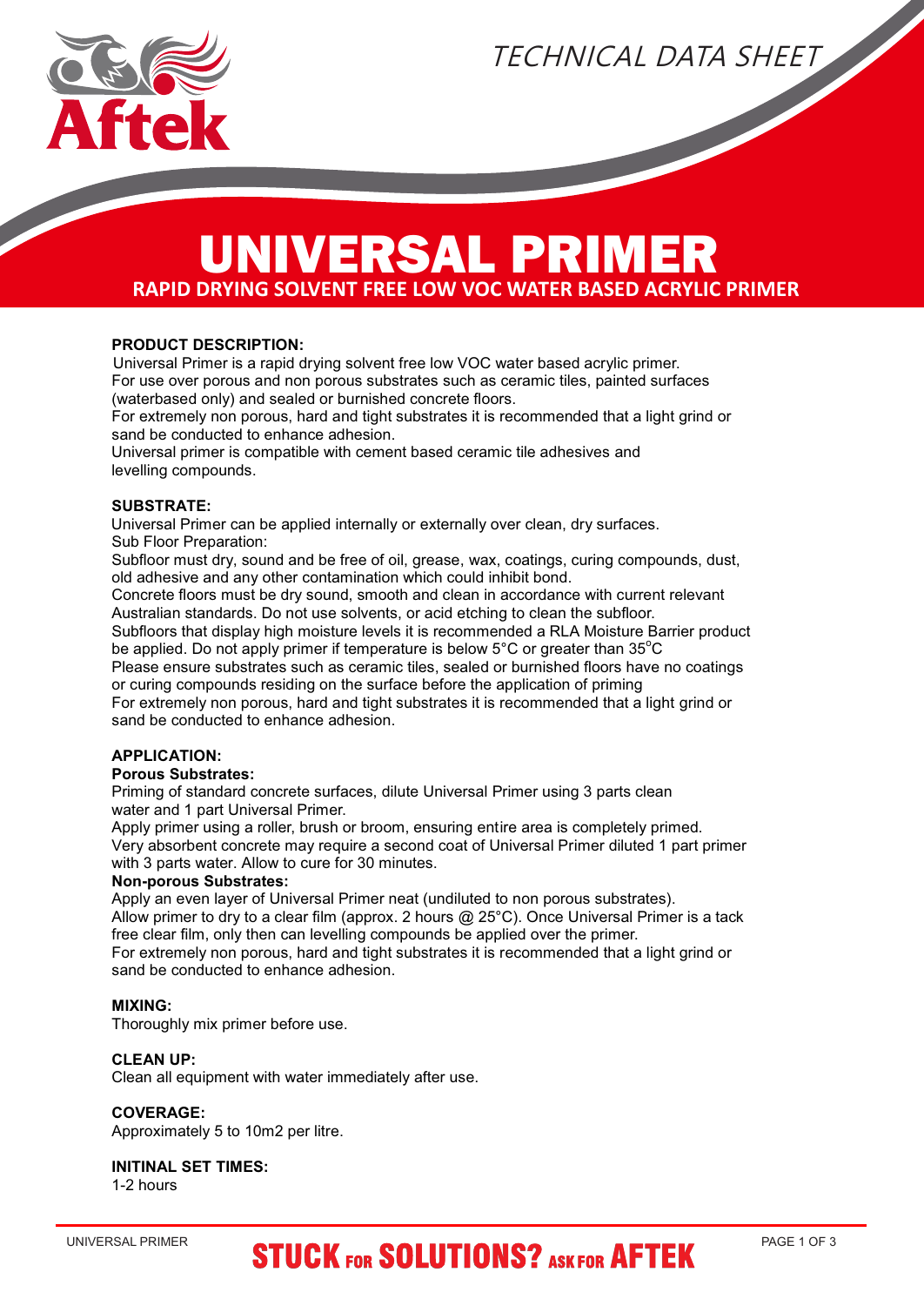TECHNICAL DATA SHEET

# UNIVERSAL PRIMER

## RAPID DRYING SOLVENT FREE LOW VOC WATER BASED ACRYLIC PRIMER

**PRODUCT DESCRIPTION:**

Universal Primer is a rapid drying solvent free low VOC water based acrylic primer.
For use over porous and non porous substrates such as ceramic tiles, painted surfaces (waterbased only) and sealed or burnished concrete floors.
For extremely non porous, hard and tight substrates it is recommended that a light grind or sand be conducted to enhance adhesion.
Universal primer is compatible with cement based ceramic tile adhesives and levelling compounds.

**SUBSTRATE:**

Universal Primer can be applied internally or externally over clean, dry surfaces.
Sub Floor Preparation:
Subfloor must dry, sound and be free of oil, grease, wax, coatings, curing compounds, dust, old adhesive and any other contamination which could inhibit bond.
Concrete floors must be dry sound, smooth and clean in accordance with current relevant Australian standards. Do not use solvents, or acid etching to clean the subfloor.
Subfloors that display high moisture levels it is recommended a RLA Moisture Barrier product be applied. Do not apply primer if temperature is below 5°C or greater than 35°C
Please ensure substrates such as ceramic tiles, sealed or burnished floors have no coatings or curing compounds residing on the surface before the application of priming
For extremely non porous, hard and tight substrates it is recommended that a light grind or sand be conducted to enhance adhesion.

**APPLICATION:**

**Porous Substrates:**

Priming of standard concrete surfaces, dilute Universal Primer using 3 parts clean water and 1 part Universal Primer.
Apply primer using a roller, brush or broom, ensuring entire area is completely primed.
Very absorbent concrete may require a second coat of Universal Primer diluted 1 part primer with 3 parts water. Allow to cure for 30 minutes.

**Non-porous Substrates:**

Apply an even layer of Universal Primer neat (undiluted to non porous substrates).
Allow primer to dry to a clear film (approx. 2 hours @ 25°C). Once Universal Primer is a tack free clear film, only then can levelling compounds be applied over the primer.
For extremely non porous, hard and tight substrates it is recommended that a light grind or sand be conducted to enhance adhesion.

**MIXING:**

Thoroughly mix primer before use.

**CLEAN UP:**

Clean all equipment with water immediately after use.

**COVERAGE:**

Approximately 5 to 10m2 per litre.

**INITINAL SET TIMES:**

1-2 hours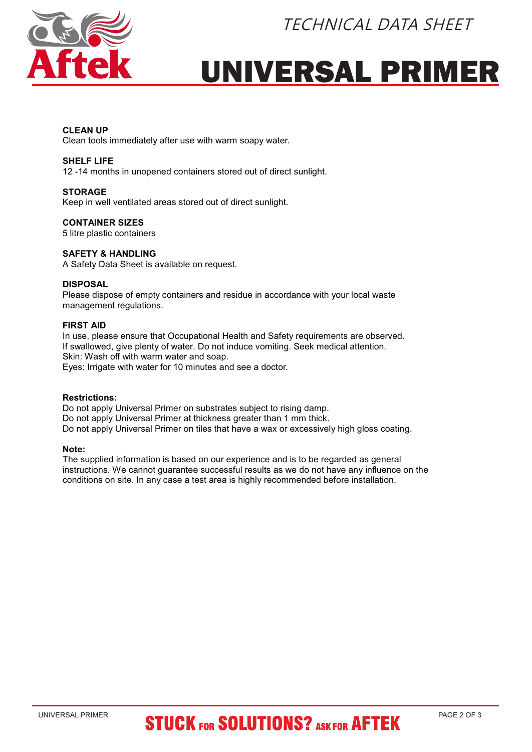### CLEAN UP
Clean tools immediately after use with warm soapy water.

### SHELF LIFE
12 -14 months in unopened containers stored out of direct sunlight.

### STORAGE
Keep in well ventilated areas stored out of direct sunlight.

### CONTAINER SIZES
5 litre plastic containers

### SAFETY & HANDLING
A Safety Data Sheet is available on request.

### DISPOSAL
Please dispose of empty containers and residue in accordance with your local waste management regulations.

### FIRST AID
In use, please ensure that Occupational Health and Safety requirements are observed.
If swallowed, give plenty of water. Do not induce vomiting. Seek medical attention.
Skin: Wash off with warm water and soap.
Eyes: Irrigate with water for 10 minutes and see a doctor.

**Restrictions:**
Do not apply Universal Primer on substrates subject to rising damp.
Do not apply Universal Primer at thickness greater than 1 mm thick.
Do not apply Universal Primer on tiles that have a wax or excessively high gloss coating.

**Note:**
The supplied information is based on our experience and is to be regarded as general instructions. We cannot guarantee successful results as we do not have any influence on the conditions on site. In any case a test area is highly recommended before installation.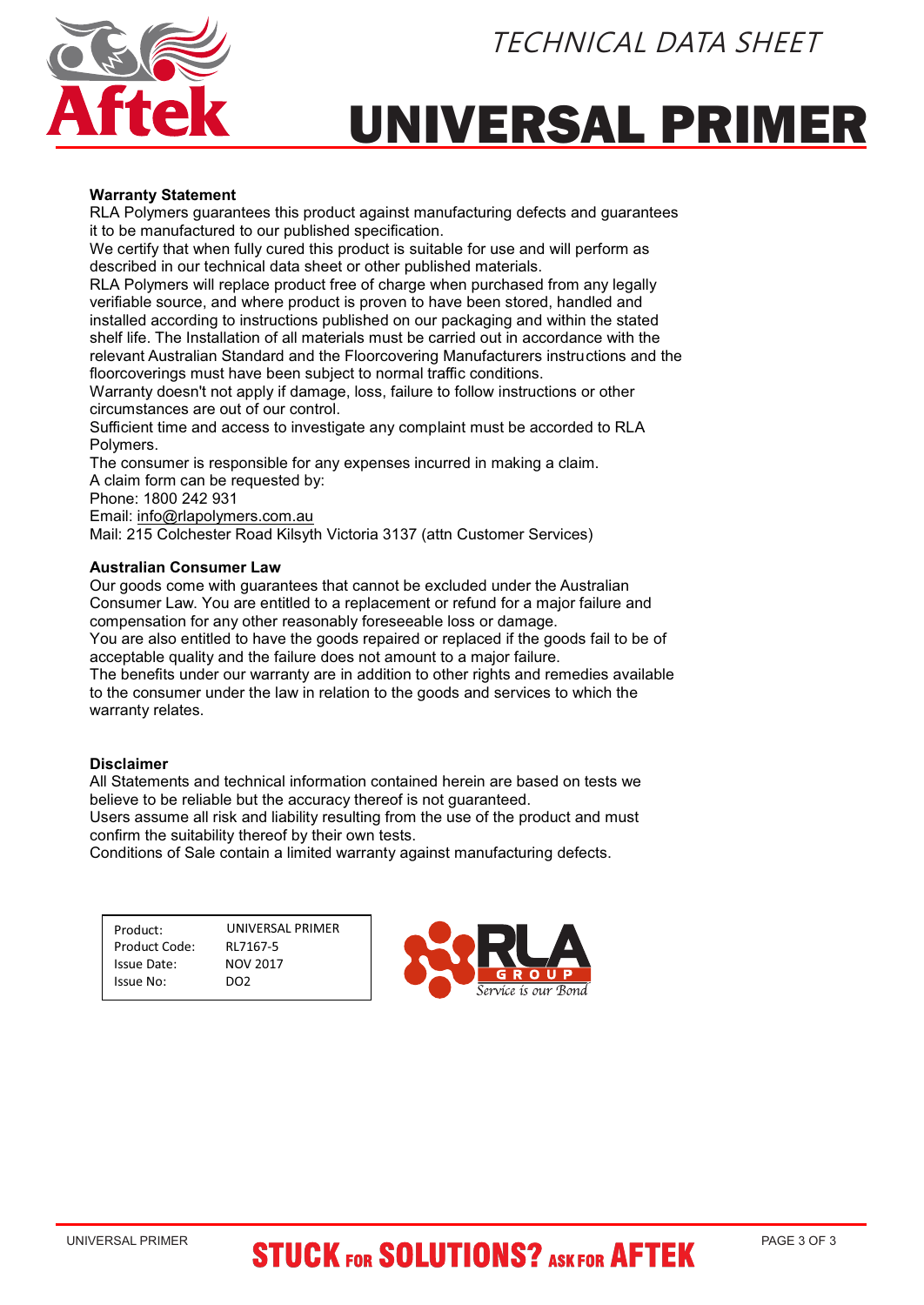## Warranty Statement

RLA Polymers guarantees this product against manufacturing defects and guarantees it to be manufactured to our published specification.
We certify that when fully cured this product is suitable for use and will perform as described in our technical data sheet or other published materials.
RLA Polymers will replace product free of charge when purchased from any legally verifiable source, and where product is proven to have been stored, handled and installed according to instructions published on our packaging and within the stated shelf life. The Installation of all materials must be carried out in accordance with the relevant Australian Standard and the Floorcovering Manufacturers instructions and the floorcoverings must have been subject to normal traffic conditions.
Warranty doesn't not apply if damage, loss, failure to follow instructions or other circumstances are out of our control.
Sufficient time and access to investigate any complaint must be accorded to RLA Polymers.
The consumer is responsible for any expenses incurred in making a claim.
A claim form can be requested by:
Phone: 1800 242 931
Email: info@rlapolymers.com.au
Mail: 215 Colchester Road Kilsyth Victoria 3137 (attn Customer Services)

## Australian Consumer Law

Our goods come with guarantees that cannot be excluded under the Australian Consumer Law. You are entitled to a replacement or refund for a major failure and compensation for any other reasonably foreseeable loss or damage.
You are also entitled to have the goods repaired or replaced if the goods fail to be of acceptable quality and the failure does not amount to a major failure.
The benefits under our warranty are in addition to other rights and remedies available to the consumer under the law in relation to the goods and services to which the warranty relates.

## Disclaimer

All Statements and technical information contained herein are based on tests we believe to be reliable but the accuracy thereof is not guaranteed.
Users assume all risk and liability resulting from the use of the product and must confirm the suitability thereof by their own tests.
Conditions of Sale contain a limited warranty against manufacturing defects.

| | |
|---|---|
| Product: | UNIVERSAL PRIMER |
| Product Code: | RL7167-5 |
| Issue Date: | NOV 2017 |
| Issue No: | DO2 |

RLA GROUP
*Service is our Bond*

**STUCK FOR SOLUTIONS? ASK FOR AFTEK**